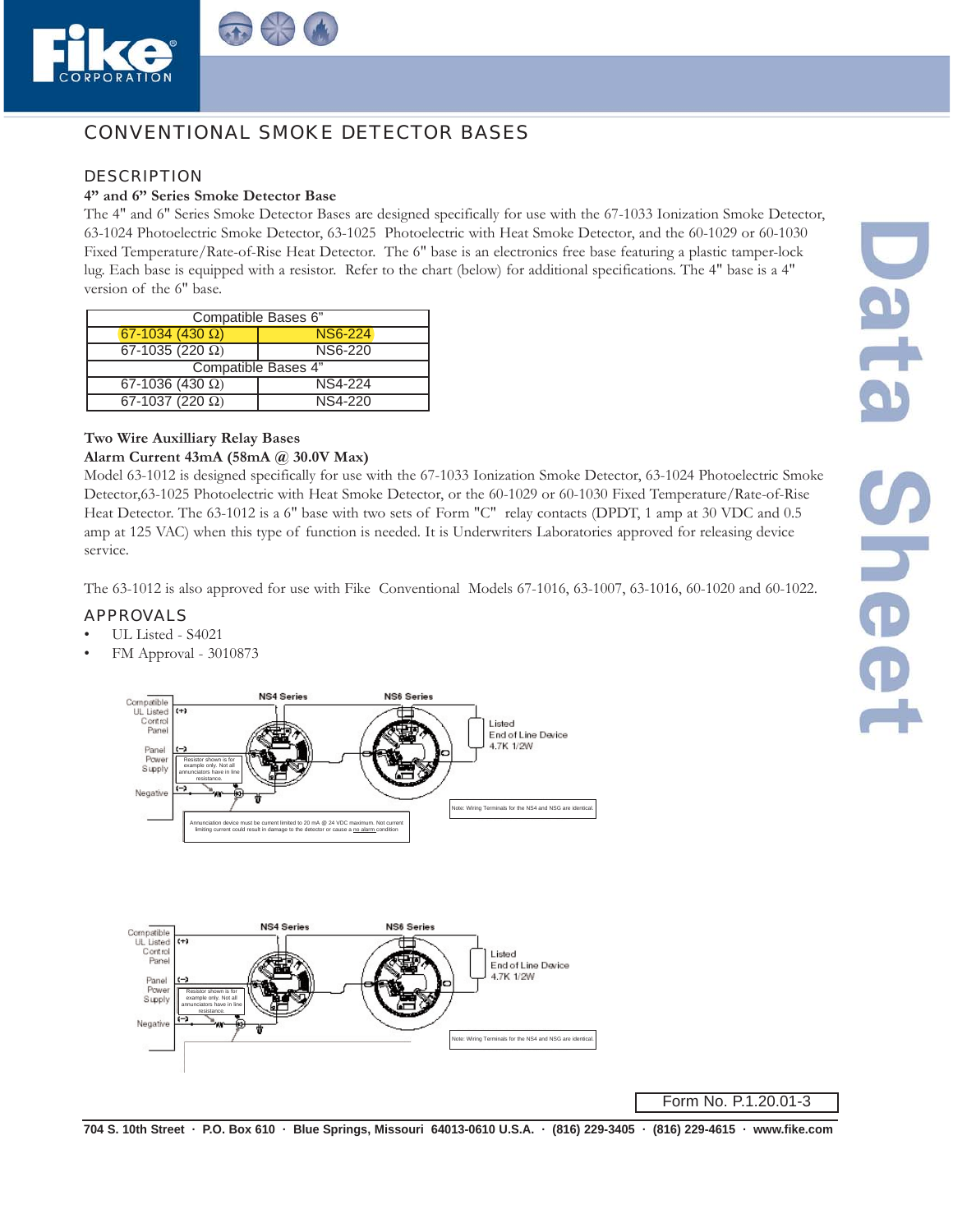# CONVENTIONAL SMOKE DETECTOR BASES

## DESCRIPTION

### 4" and 6" Series Smoke Detector Base

The 4" and 6" Series Smoke Detector Bases are designed specifically for use with the 67-1033 Ionization Smoke Detector, 63-1024 Photoelectric Smoke Detector, 63-1025 Photoelectric with Heat Smoke Detector, and the 60-1029 or 60-1030 Fixed Temperature/Rate-of-Rise Heat Detector. The 6" base is an electronics free base featuring a plastic tamper-lock lug. Each base is equipped with a resistor. Refer to the chart (below) for additional specifications. The 4" base is a 4" version of the 6" base.

| Compatible Bases 6" | |
|---|---|
| 67-1034 (430 Ω) | NS6-224 |
| 67-1035 (220 Ω) | NS6-220 |
| Compatible Bases 4" | |
| 67-1036 (430 Ω) | NS4-224 |
| 67-1037 (220 Ω) | NS4-220 |

### Two Wire Auxilliary Relay Bases
### Alarm Current 43mA (58mA @ 30.0V Max)

Model 63-1012 is designed specifically for use with the 67-1033 Ionization Smoke Detector, 63-1024 Photoelectric Smoke Detector,63-1025 Photoelectric with Heat Smoke Detector, or the 60-1029 or 60-1030 Fixed Temperature/Rate-of-Rise Heat Detector. The 63-1012 is a 6" base with two sets of Form "C" relay contacts (DPDT, 1 amp at 30 VDC and 0.5 amp at 125 VAC) when this type of function is needed. It is Underwriters Laboratories approved for releasing device service.

The 63-1012 is also approved for use with Fike Conventional Models 67-1016, 63-1007, 63-1016, 60-1020 and 60-1022.

## APPROVALS

- UL Listed - S4021
- FM Approval - 3010873

Compatible UL Listed Control Panel (+) · Panel Power Supply (–) · Negative (–) · NS4 Series · NS6 Series · Listed End of Line Device 4.7K 1/2W

Resistor shown is for example only. Not all annunciators have in line resistance.

Annunciation device must be current limited to 20 mA @ 24 VDC maximum. Not current limiting current could result in damage to the detector or cause a no alarm condition.

Note: Wiring Terminals for the NS4 and NS6 are identical.

Compatible UL Listed Control Panel (+) · Panel Power Supply (–) · Negative (–) · NS4 Series · NS6 Series · Listed End of Line Device 4.7K 1/2W

Resistor shown is for example only. Not all annunciators have in line resistance.

Note: Wiring Terminals for the NS4 and NS6 are identical.

Form No. P.1.20.01-3

704 S. 10th Street · P.O. Box 610 · Blue Springs, Missouri 64013-0610 U.S.A. · (816) 229-3405 · (816) 229-4615 · www.fike.com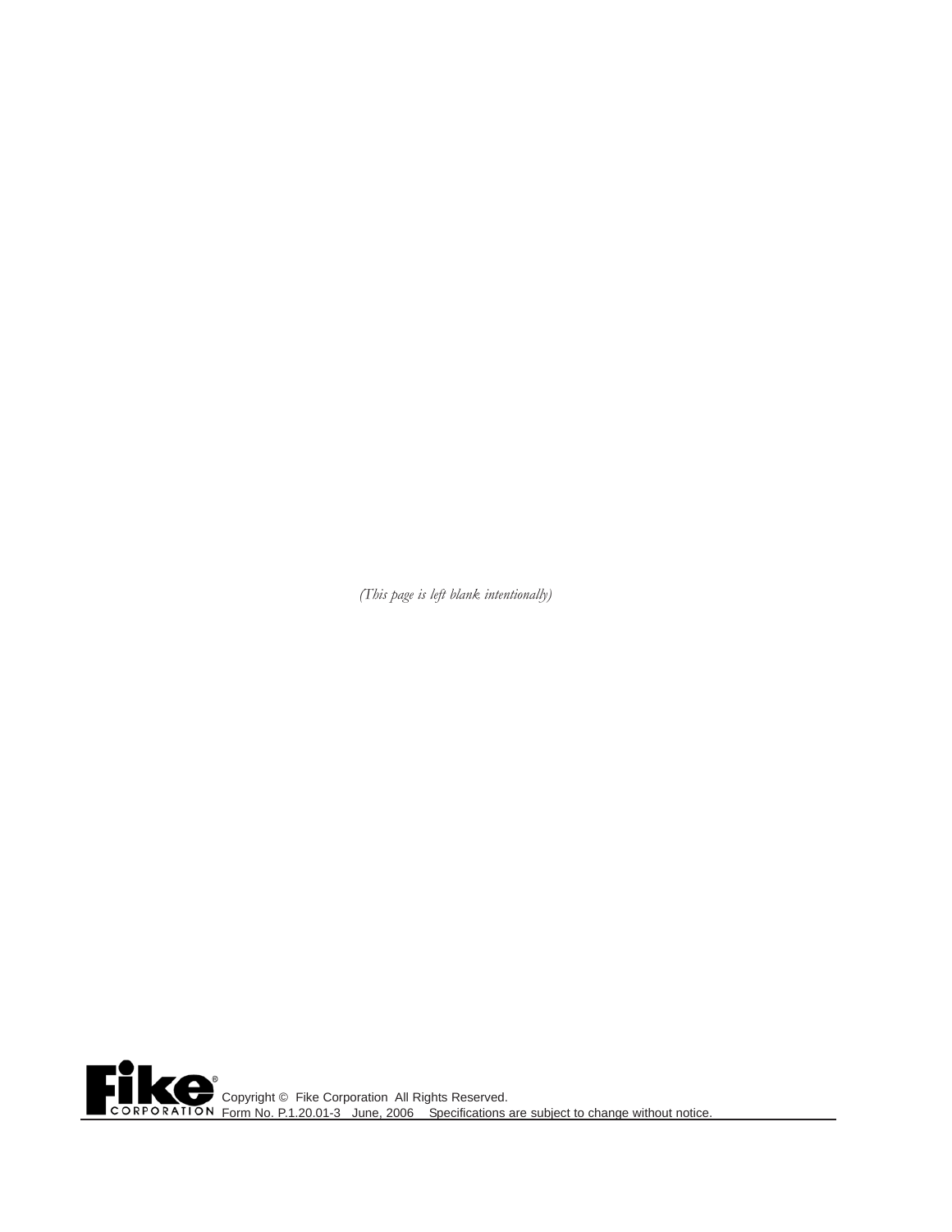*(This page is left blank intentionally)*

Copyright © Fike Corporation All Rights Reserved.
Form No. P.1.20.01-3 June, 2006 Specifications are subject to change without notice.